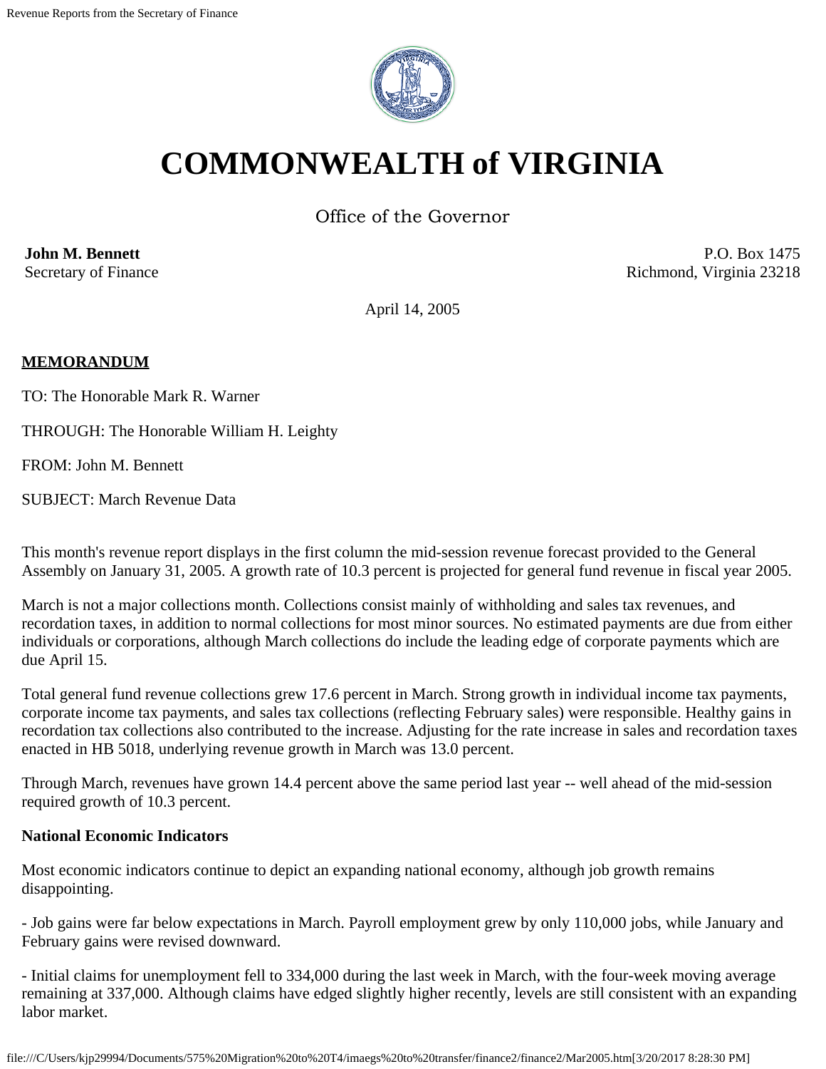// COMMONWEALTH of VIRGINIA

# COMMONWEALTH of VIRGINIA

Office of the Governor

**John M. Bennett**
Secretary of Finance

P.O. Box 1475
Richmond, Virginia 23218

April 14, 2005

**MEMORANDUM**

TO: The Honorable Mark R. Warner

THROUGH: The Honorable William H. Leighty

FROM: John M. Bennett

SUBJECT: March Revenue Data

This month's revenue report displays in the first column the mid-session revenue forecast provided to the General Assembly on January 31, 2005. A growth rate of 10.3 percent is projected for general fund revenue in fiscal year 2005.

March is not a major collections month. Collections consist mainly of withholding and sales tax revenues, and recordation taxes, in addition to normal collections for most minor sources. No estimated payments are due from either individuals or corporations, although March collections do include the leading edge of corporate payments which are due April 15.

Total general fund revenue collections grew 17.6 percent in March. Strong growth in individual income tax payments, corporate income tax payments, and sales tax collections (reflecting February sales) were responsible. Healthy gains in recordation tax collections also contributed to the increase. Adjusting for the rate increase in sales and recordation taxes enacted in HB 5018, underlying revenue growth in March was 13.0 percent.

Through March, revenues have grown 14.4 percent above the same period last year -- well ahead of the mid-session required growth of 10.3 percent.

**National Economic Indicators**

Most economic indicators continue to depict an expanding national economy, although job growth remains disappointing.

- Job gains were far below expectations in March. Payroll employment grew by only 110,000 jobs, while January and February gains were revised downward.

- Initial claims for unemployment fell to 334,000 during the last week in March, with the four-week moving average remaining at 337,000. Although claims have edged slightly higher recently, levels are still consistent with an expanding labor market.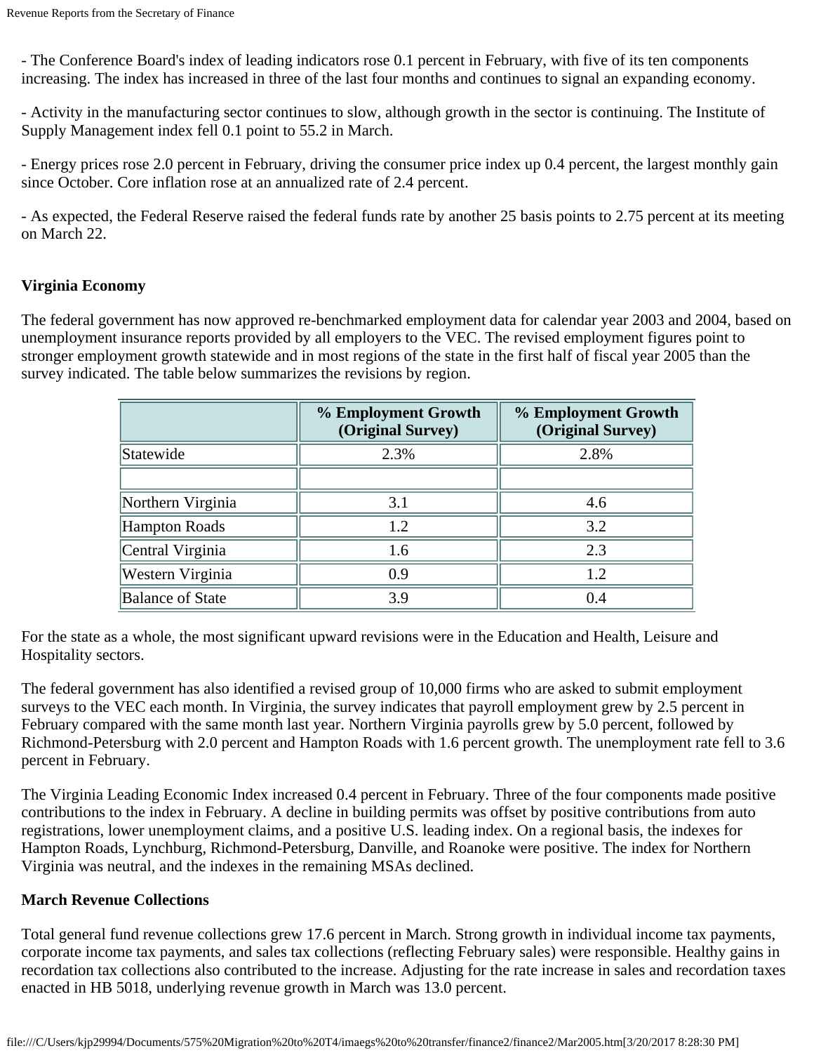- The Conference Board's index of leading indicators rose 0.1 percent in February, with five of its ten components increasing. The index has increased in three of the last four months and continues to signal an expanding economy.

- Activity in the manufacturing sector continues to slow, although growth in the sector is continuing. The Institute of Supply Management index fell 0.1 point to 55.2 in March.

- Energy prices rose 2.0 percent in February, driving the consumer price index up 0.4 percent, the largest monthly gain since October. Core inflation rose at an annualized rate of 2.4 percent.

- As expected, the Federal Reserve raised the federal funds rate by another 25 basis points to 2.75 percent at its meeting on March 22.

**Virginia Economy**

The federal government has now approved re-benchmarked employment data for calendar year 2003 and 2004, based on unemployment insurance reports provided by all employers to the VEC. The revised employment figures point to stronger employment growth statewide and in most regions of the state in the first half of fiscal year 2005 than the survey indicated. The table below summarizes the revisions by region.

| | % Employment Growth (Original Survey) | % Employment Growth (Original Survey) |
|---|---|---|
| Statewide | 2.3% | 2.8% |
| | | |
| Northern Virginia | 3.1 | 4.6 |
| Hampton Roads | 1.2 | 3.2 |
| Central Virginia | 1.6 | 2.3 |
| Western Virginia | 0.9 | 1.2 |
| Balance of State | 3.9 | 0.4 |

For the state as a whole, the most significant upward revisions were in the Education and Health, Leisure and Hospitality sectors.

The federal government has also identified a revised group of 10,000 firms who are asked to submit employment surveys to the VEC each month. In Virginia, the survey indicates that payroll employment grew by 2.5 percent in February compared with the same month last year. Northern Virginia payrolls grew by 5.0 percent, followed by Richmond-Petersburg with 2.0 percent and Hampton Roads with 1.6 percent growth. The unemployment rate fell to 3.6 percent in February.

The Virginia Leading Economic Index increased 0.4 percent in February. Three of the four components made positive contributions to the index in February. A decline in building permits was offset by positive contributions from auto registrations, lower unemployment claims, and a positive U.S. leading index. On a regional basis, the indexes for Hampton Roads, Lynchburg, Richmond-Petersburg, Danville, and Roanoke were positive. The index for Northern Virginia was neutral, and the indexes in the remaining MSAs declined.

**March Revenue Collections**

Total general fund revenue collections grew 17.6 percent in March. Strong growth in individual income tax payments, corporate income tax payments, and sales tax collections (reflecting February sales) were responsible. Healthy gains in recordation tax collections also contributed to the increase. Adjusting for the rate increase in sales and recordation taxes enacted in HB 5018, underlying revenue growth in March was 13.0 percent.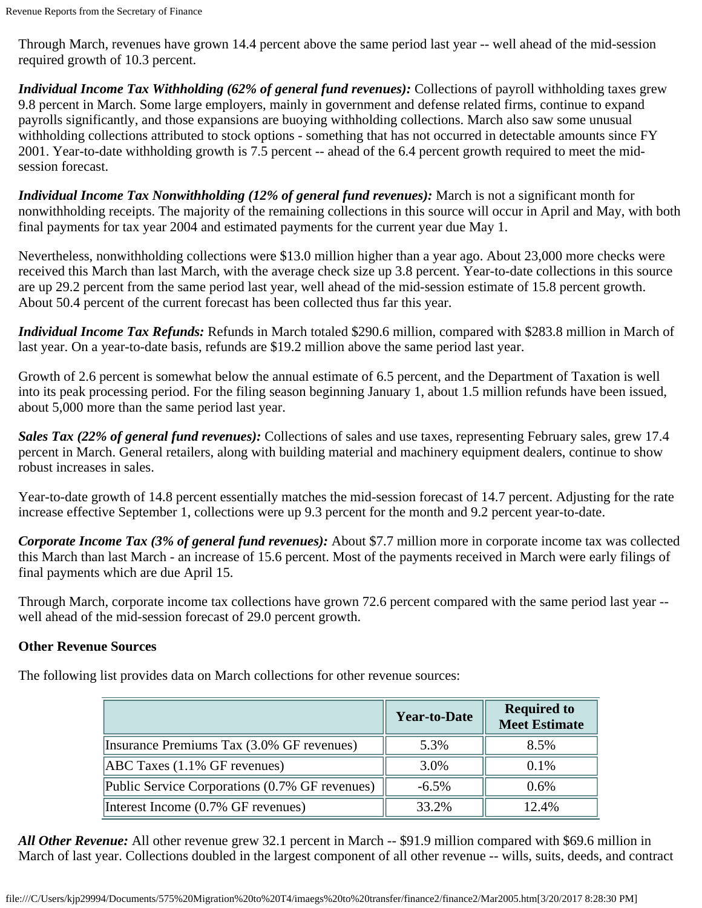Through March, revenues have grown 14.4 percent above the same period last year -- well ahead of the mid-session required growth of 10.3 percent.

***Individual Income Tax Withholding (62% of general fund revenues):*** Collections of payroll withholding taxes grew 9.8 percent in March. Some large employers, mainly in government and defense related firms, continue to expand payrolls significantly, and those expansions are buoying withholding collections. March also saw some unusual withholding collections attributed to stock options - something that has not occurred in detectable amounts since FY 2001. Year-to-date withholding growth is 7.5 percent -- ahead of the 6.4 percent growth required to meet the mid-session forecast.

***Individual Income Tax Nonwithholding (12% of general fund revenues):*** March is not a significant month for nonwithholding receipts. The majority of the remaining collections in this source will occur in April and May, with both final payments for tax year 2004 and estimated payments for the current year due May 1.

Nevertheless, nonwithholding collections were $13.0 million higher than a year ago. About 23,000 more checks were received this March than last March, with the average check size up 3.8 percent. Year-to-date collections in this source are up 29.2 percent from the same period last year, well ahead of the mid-session estimate of 15.8 percent growth. About 50.4 percent of the current forecast has been collected thus far this year.

***Individual Income Tax Refunds:*** Refunds in March totaled $290.6 million, compared with $283.8 million in March of last year. On a year-to-date basis, refunds are $19.2 million above the same period last year.

Growth of 2.6 percent is somewhat below the annual estimate of 6.5 percent, and the Department of Taxation is well into its peak processing period. For the filing season beginning January 1, about 1.5 million refunds have been issued, about 5,000 more than the same period last year.

***Sales Tax (22% of general fund revenues):*** Collections of sales and use taxes, representing February sales, grew 17.4 percent in March. General retailers, along with building material and machinery equipment dealers, continue to show robust increases in sales.

Year-to-date growth of 14.8 percent essentially matches the mid-session forecast of 14.7 percent. Adjusting for the rate increase effective September 1, collections were up 9.3 percent for the month and 9.2 percent year-to-date.

***Corporate Income Tax (3% of general fund revenues):*** About $7.7 million more in corporate income tax was collected this March than last March - an increase of 15.6 percent. Most of the payments received in March were early filings of final payments which are due April 15.

Through March, corporate income tax collections have grown 72.6 percent compared with the same period last year -- well ahead of the mid-session forecast of 29.0 percent growth.

**Other Revenue Sources**

The following list provides data on March collections for other revenue sources:

| | Year-to-Date | Required to Meet Estimate |
|---|---|---|
| Insurance Premiums Tax (3.0% GF revenues) | 5.3% | 8.5% |
| ABC Taxes (1.1% GF revenues) | 3.0% | 0.1% |
| Public Service Corporations (0.7% GF revenues) | -6.5% | 0.6% |
| Interest Income (0.7% GF revenues) | 33.2% | 12.4% |

***All Other Revenue:*** All other revenue grew 32.1 percent in March -- $91.9 million compared with $69.6 million in March of last year. Collections doubled in the largest component of all other revenue -- wills, suits, deeds, and contract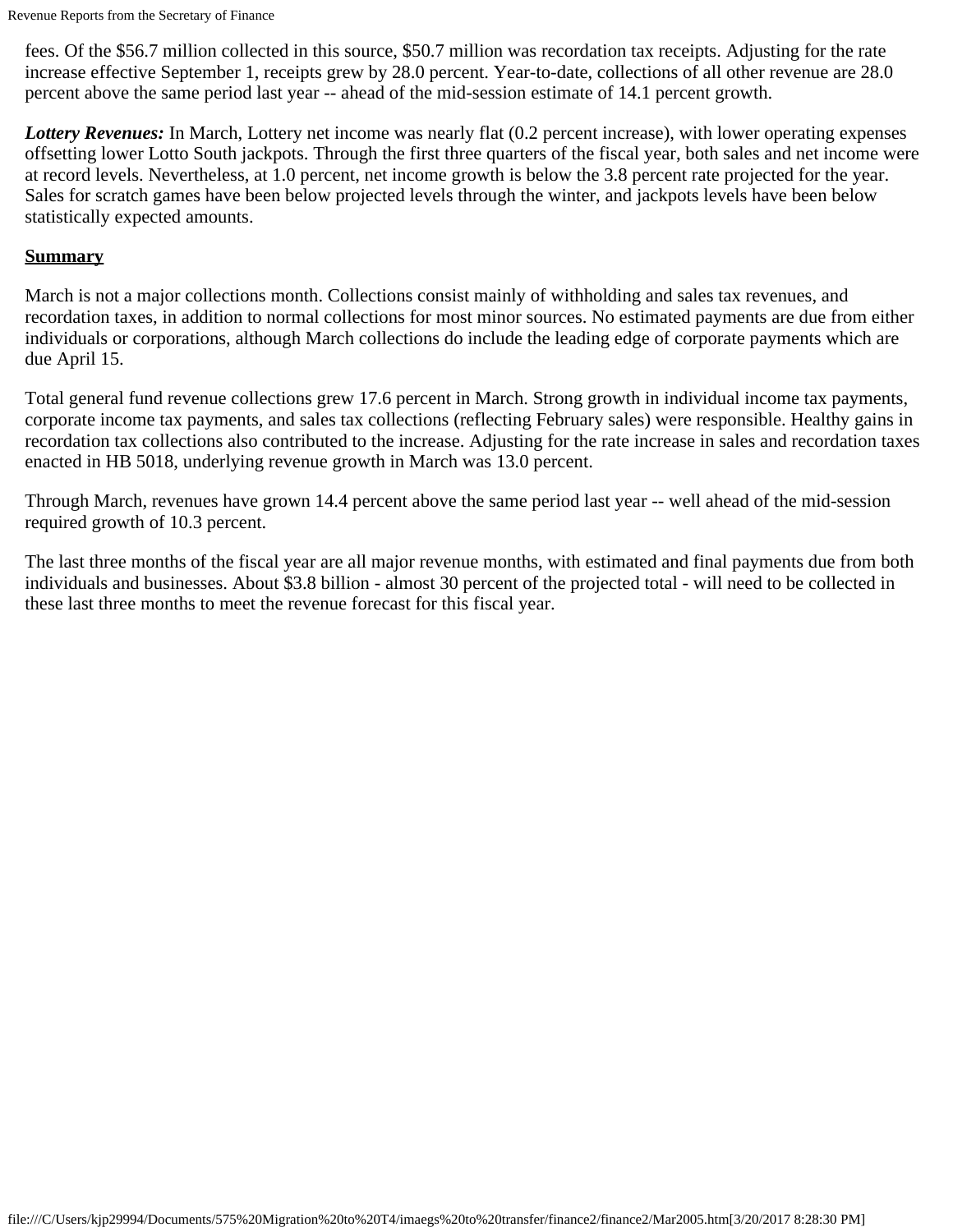fees. Of the $56.7 million collected in this source, $50.7 million was recordation tax receipts. Adjusting for the rate increase effective September 1, receipts grew by 28.0 percent. Year-to-date, collections of all other revenue are 28.0 percent above the same period last year -- ahead of the mid-session estimate of 14.1 percent growth.

***Lottery Revenues:*** In March, Lottery net income was nearly flat (0.2 percent increase), with lower operating expenses offsetting lower Lotto South jackpots. Through the first three quarters of the fiscal year, both sales and net income were at record levels. Nevertheless, at 1.0 percent, net income growth is below the 3.8 percent rate projected for the year. Sales for scratch games have been below projected levels through the winter, and jackpots levels have been below statistically expected amounts.

**Summary**

March is not a major collections month. Collections consist mainly of withholding and sales tax revenues, and recordation taxes, in addition to normal collections for most minor sources. No estimated payments are due from either individuals or corporations, although March collections do include the leading edge of corporate payments which are due April 15.

Total general fund revenue collections grew 17.6 percent in March. Strong growth in individual income tax payments, corporate income tax payments, and sales tax collections (reflecting February sales) were responsible. Healthy gains in recordation tax collections also contributed to the increase. Adjusting for the rate increase in sales and recordation taxes enacted in HB 5018, underlying revenue growth in March was 13.0 percent.

Through March, revenues have grown 14.4 percent above the same period last year -- well ahead of the mid-session required growth of 10.3 percent.

The last three months of the fiscal year are all major revenue months, with estimated and final payments due from both individuals and businesses. About $3.8 billion - almost 30 percent of the projected total - will need to be collected in these last three months to meet the revenue forecast for this fiscal year.